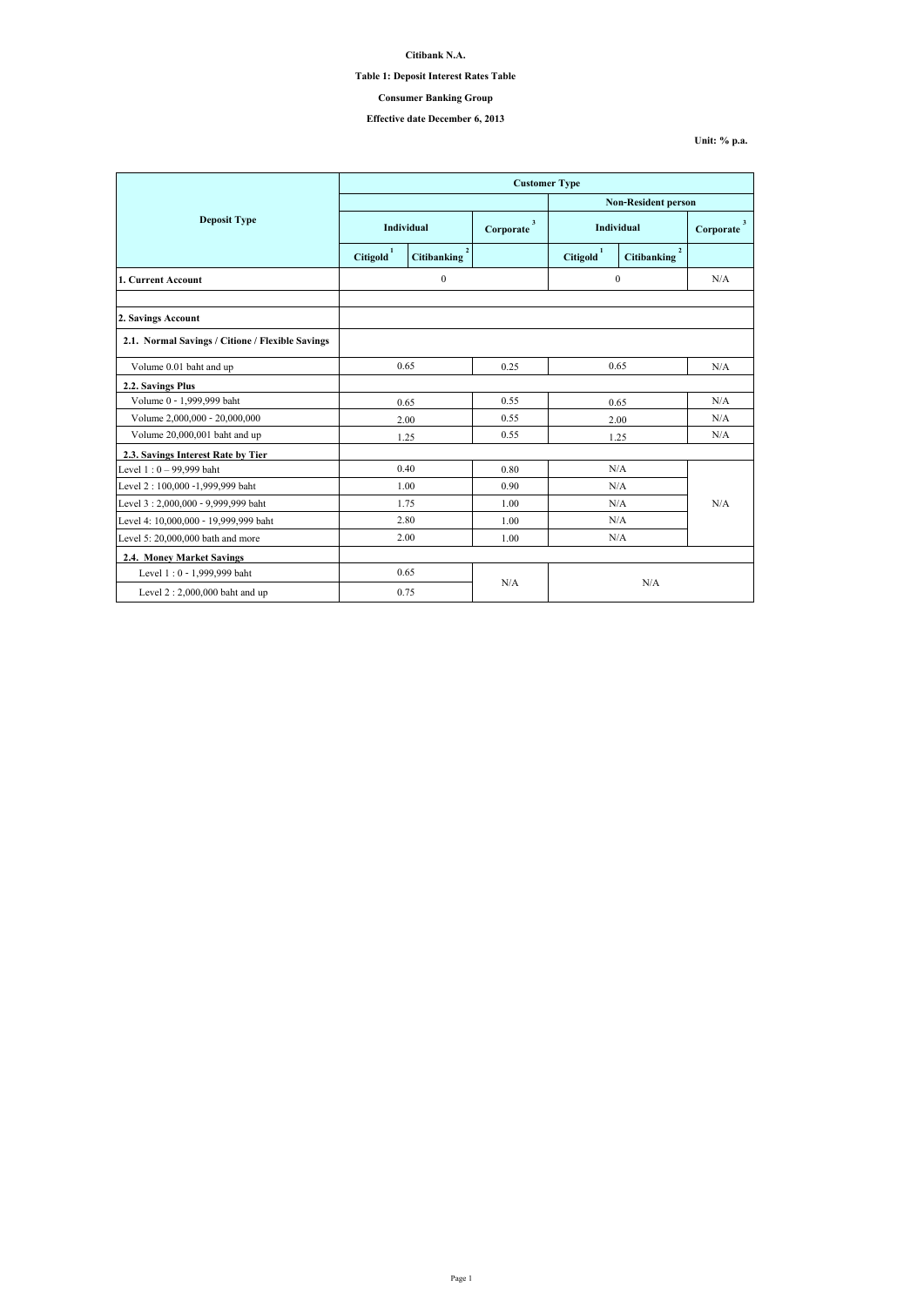**Citibank N.A.**

**Table 1: Deposit Interest Rates Table**

**Consumer Banking Group**

**Effective date December 6, 2013**

**Unit: % p.a.**

| Deposit Type | Customer Type | | | | | |
|---|---|---|---|---|---|---|
| | | | | Non-Resident person | | |
| | Individual | | Corporate [3] | Individual | | Corporate [3] |
| | Citigold [1] | Citibanking [2] | | Citigold [1] | Citibanking [2] | |
| **1. Current Account** | 0 | | | 0 | | N/A |
| | | | | | | |
| **2. Savings Account** | | | | | | |
| **2.1. Normal Savings / Citione / Flexible Savings** | | | | | | |
| Volume 0.01 baht and up | 0.65 | | 0.25 | 0.65 | | N/A |
| **2.2. Savings Plus** | | | | | | |
| Volume 0 - 1,999,999 baht | 0.65 | | 0.55 | 0.65 | | N/A |
| Volume 2,000,000 - 20,000,000 | 2.00 | | 0.55 | 2.00 | | N/A |
| Volume 20,000,001 baht and up | 1.25 | | 0.55 | 1.25 | | N/A |
| **2.3. Savings Interest Rate by Tier** | | | | | | |
| Level 1 : 0 – 99,999 baht | 0.40 | | 0.80 | N/A | | N/A |
| Level 2 : 100,000 -1,999,999 baht | 1.00 | | 0.90 | N/A | | |
| Level 3 : 2,000,000 - 9,999,999 baht | 1.75 | | 1.00 | N/A | | |
| Level 4: 10,000,000 - 19,999,999 baht | 2.80 | | 1.00 | N/A | | |
| Level 5: 20,000,000 bath and more | 2.00 | | 1.00 | N/A | | |
| **2.4. Money Market Savings** | | | | | | |
| Level 1 : 0 - 1,999,999 baht | 0.65 | | N/A | N/A | | |
| Level 2 : 2,000,000 baht and up | 0.75 | | | | | |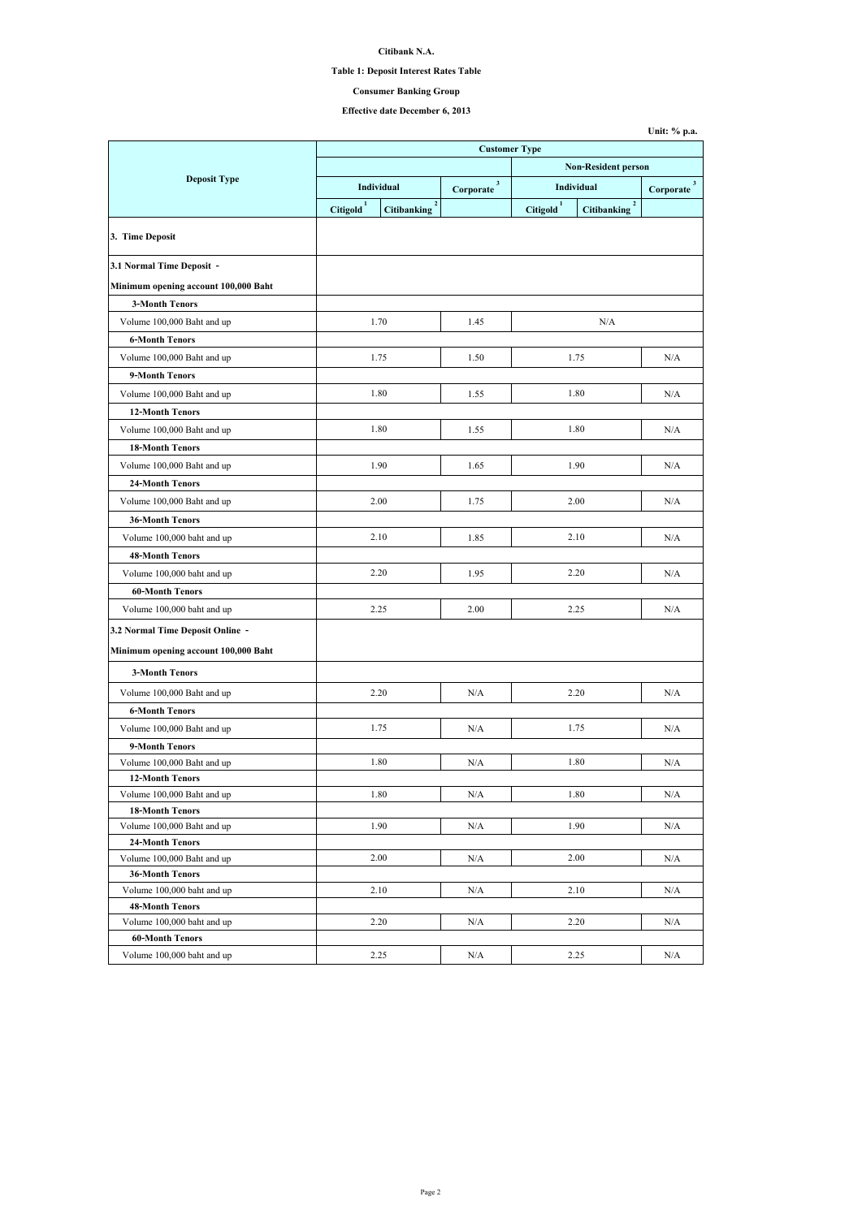**Citibank N.A.**

**Table 1: Deposit Interest Rates Table**

**Consumer Banking Group**

**Effective date December 6, 2013**

**Unit: % p.a.**

| Deposit Type | Customer Type | | | | | |
|---|---|---|---|---|---|---|
| | | | | Non-Resident person | | |
| | Individual | | Corporate [3] | Individual | | Corporate [3] |
| | Citigold [1] | Citibanking [2] | | Citigold [1] | Citibanking [2] | |
| **3. Time Deposit** | | | | | | |
| **3.1 Normal Time Deposit - Minimum opening account 100,000 Baht** | | | | | | |
| **3-Month Tenors** | | | | | | |
| Volume 100,000 Baht and up | 1.70 | | 1.45 | N/A | | |
| **6-Month Tenors** | | | | | | |
| Volume 100,000 Baht and up | 1.75 | | 1.50 | 1.75 | | N/A |
| **9-Month Tenors** | | | | | | |
| Volume 100,000 Baht and up | 1.80 | | 1.55 | 1.80 | | N/A |
| **12-Month Tenors** | | | | | | |
| Volume 100,000 Baht and up | 1.80 | | 1.55 | 1.80 | | N/A |
| **18-Month Tenors** | | | | | | |
| Volume 100,000 Baht and up | 1.90 | | 1.65 | 1.90 | | N/A |
| **24-Month Tenors** | | | | | | |
| Volume 100,000 Baht and up | 2.00 | | 1.75 | 2.00 | | N/A |
| **36-Month Tenors** | | | | | | |
| Volume 100,000 baht and up | 2.10 | | 1.85 | 2.10 | | N/A |
| **48-Month Tenors** | | | | | | |
| Volume 100,000 baht and up | 2.20 | | 1.95 | 2.20 | | N/A |
| **60-Month Tenors** | | | | | | |
| Volume 100,000 baht and up | 2.25 | | 2.00 | 2.25 | | N/A |
| **3.2 Normal Time Deposit Online - Minimum opening account 100,000 Baht** | | | | | | |
| **3-Month Tenors** | | | | | | |
| Volume 100,000 Baht and up | 2.20 | | N/A | 2.20 | | N/A |
| **6-Month Tenors** | | | | | | |
| Volume 100,000 Baht and up | 1.75 | | N/A | 1.75 | | N/A |
| **9-Month Tenors** | | | | | | |
| Volume 100,000 Baht and up | 1.80 | | N/A | 1.80 | | N/A |
| **12-Month Tenors** | | | | | | |
| Volume 100,000 Baht and up | 1.80 | | N/A | 1.80 | | N/A |
| **18-Month Tenors** | | | | | | |
| Volume 100,000 Baht and up | 1.90 | | N/A | 1.90 | | N/A |
| **24-Month Tenors** | | | | | | |
| Volume 100,000 Baht and up | 2.00 | | N/A | 2.00 | | N/A |
| **36-Month Tenors** | | | | | | |
| Volume 100,000 baht and up | 2.10 | | N/A | 2.10 | | N/A |
| **48-Month Tenors** | | | | | | |
| Volume 100,000 baht and up | 2.20 | | N/A | 2.20 | | N/A |
| **60-Month Tenors** | | | | | | |
| Volume 100,000 baht and up | 2.25 | | N/A | 2.25 | | N/A |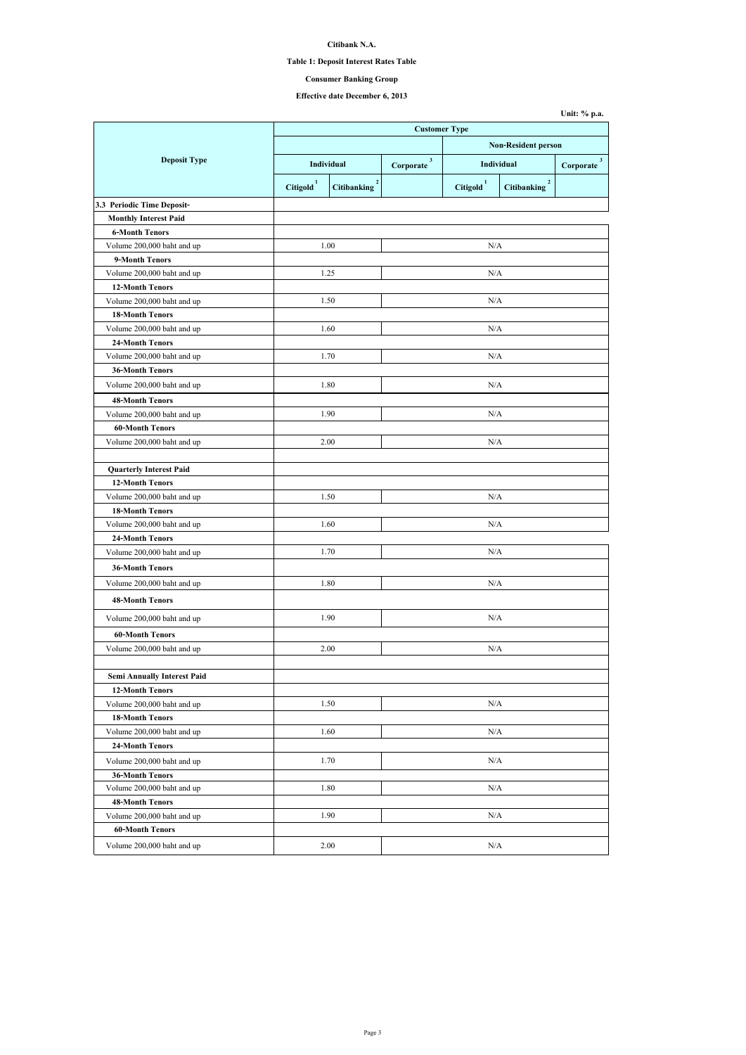**Citibank N.A.**

**Table 1: Deposit Interest Rates Table**

**Consumer Banking Group**

**Effective date December 6, 2013**

**Unit: % p.a.**

| Deposit Type | Customer Type | | | | | |
|---|---|---|---|---|---|---|
| | | | | Non-Resident person | | |
| | Individual | | Corporate [3] | Individual | | Corporate [3] |
| | Citigold [1] | Citibanking [2] | | Citigold [1] | Citibanking [2] | |
| **3.3 Periodic Time Deposit-** | | | | | | |
| **Monthly Interest Paid** | | | | | | |
| **6-Month Tenors** | | | | | | |
| Volume 200,000 baht and up | 1.00 | | N/A | | | |
| **9-Month Tenors** | | | | | | |
| Volume 200,000 baht and up | 1.25 | | N/A | | | |
| **12-Month Tenors** | | | | | | |
| Volume 200,000 baht and up | 1.50 | | N/A | | | |
| **18-Month Tenors** | | | | | | |
| Volume 200,000 baht and up | 1.60 | | N/A | | | |
| **24-Month Tenors** | | | | | | |
| Volume 200,000 baht and up | 1.70 | | N/A | | | |
| **36-Month Tenors** | | | | | | |
| Volume 200,000 baht and up | 1.80 | | N/A | | | |
| **48-Month Tenors** | | | | | | |
| Volume 200,000 baht and up | 1.90 | | N/A | | | |
| **60-Month Tenors** | | | | | | |
| Volume 200,000 baht and up | 2.00 | | N/A | | | |
| | | | | | | |
| **Quarterly Interest Paid** | | | | | | |
| **12-Month Tenors** | | | | | | |
| Volume 200,000 baht and up | 1.50 | | N/A | | | |
| **18-Month Tenors** | | | | | | |
| Volume 200,000 baht and up | 1.60 | | N/A | | | |
| **24-Month Tenors** | | | | | | |
| Volume 200,000 baht and up | 1.70 | | N/A | | | |
| **36-Month Tenors** | | | | | | |
| Volume 200,000 baht and up | 1.80 | | N/A | | | |
| **48-Month Tenors** | | | | | | |
| Volume 200,000 baht and up | 1.90 | | N/A | | | |
| **60-Month Tenors** | | | | | | |
| Volume 200,000 baht and up | 2.00 | | N/A | | | |
| | | | | | | |
| **Semi Annually Interest Paid** | | | | | | |
| **12-Month Tenors** | | | | | | |
| Volume 200,000 baht and up | 1.50 | | N/A | | | |
| **18-Month Tenors** | | | | | | |
| Volume 200,000 baht and up | 1.60 | | N/A | | | |
| **24-Month Tenors** | | | | | | |
| Volume 200,000 baht and up | 1.70 | | N/A | | | |
| **36-Month Tenors** | | | | | | |
| Volume 200,000 baht and up | 1.80 | | N/A | | | |
| **48-Month Tenors** | | | | | | |
| Volume 200,000 baht and up | 1.90 | | N/A | | | |
| **60-Month Tenors** | | | | | | |
| Volume 200,000 baht and up | 2.00 | | N/A | | | |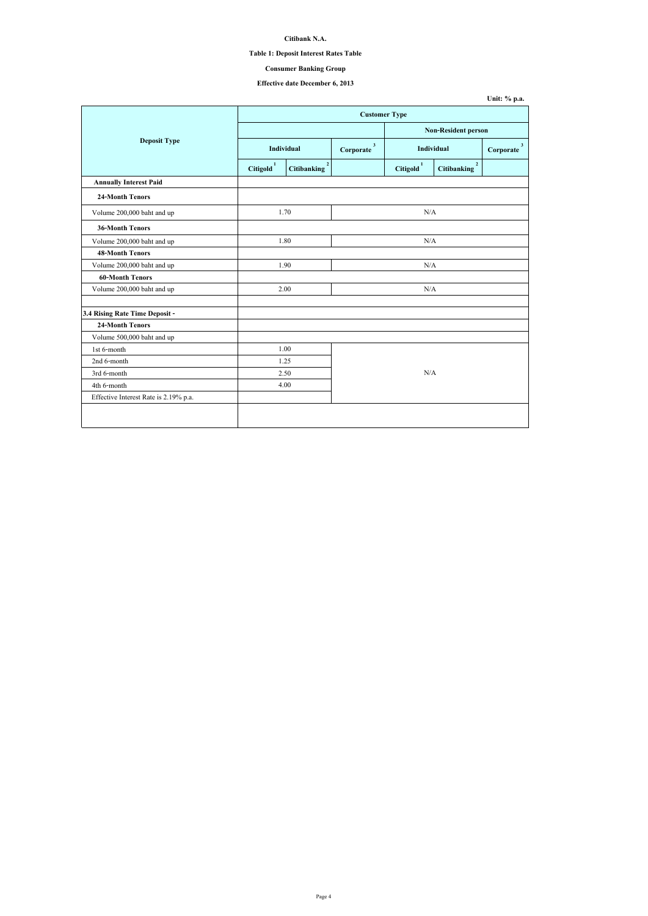**Citibank N.A.**

**Table 1: Deposit Interest Rates Table**

**Consumer Banking Group**

**Effective date December 6, 2013**

**Unit: % p.a.**

| Deposit Type | Customer Type | | | | | |
|---|---|---|---|---|---|---|
| | | | | Non-Resident person | | |
| | Individual | | Corporate [3] | Individual | | Corporate [3] |
| | Citigold [1] | Citibanking [2] | | Citigold [1] | Citibanking [2] | |
| **Annually Interest Paid** | | | | | | |
| **24-Month Tenors** | | | | | | |
| Volume 200,000 baht and up | 1.70 | | N/A | | | |
| **36-Month Tenors** | | | | | | |
| Volume 200,000 baht and up | 1.80 | | N/A | | | |
| **48-Month Tenors** | | | | | | |
| Volume 200,000 baht and up | 1.90 | | N/A | | | |
| **60-Month Tenors** | | | | | | |
| Volume 200,000 baht and up | 2.00 | | N/A | | | |
| | | | | | | |
| **3.4 Rising Rate Time Deposit -** | | | | | | |
| **24-Month Tenors** | | | | | | |
| Volume 500,000 baht and up | | | | | | |
| 1st 6-month | 1.00 | | N/A | | | |
| 2nd 6-month | 1.25 | | | | | |
| 3rd 6-month | 2.50 | | | | | |
| 4th 6-month | 4.00 | | | | | |
| Effective Interest Rate is 2.19% p.a. | | | | | | |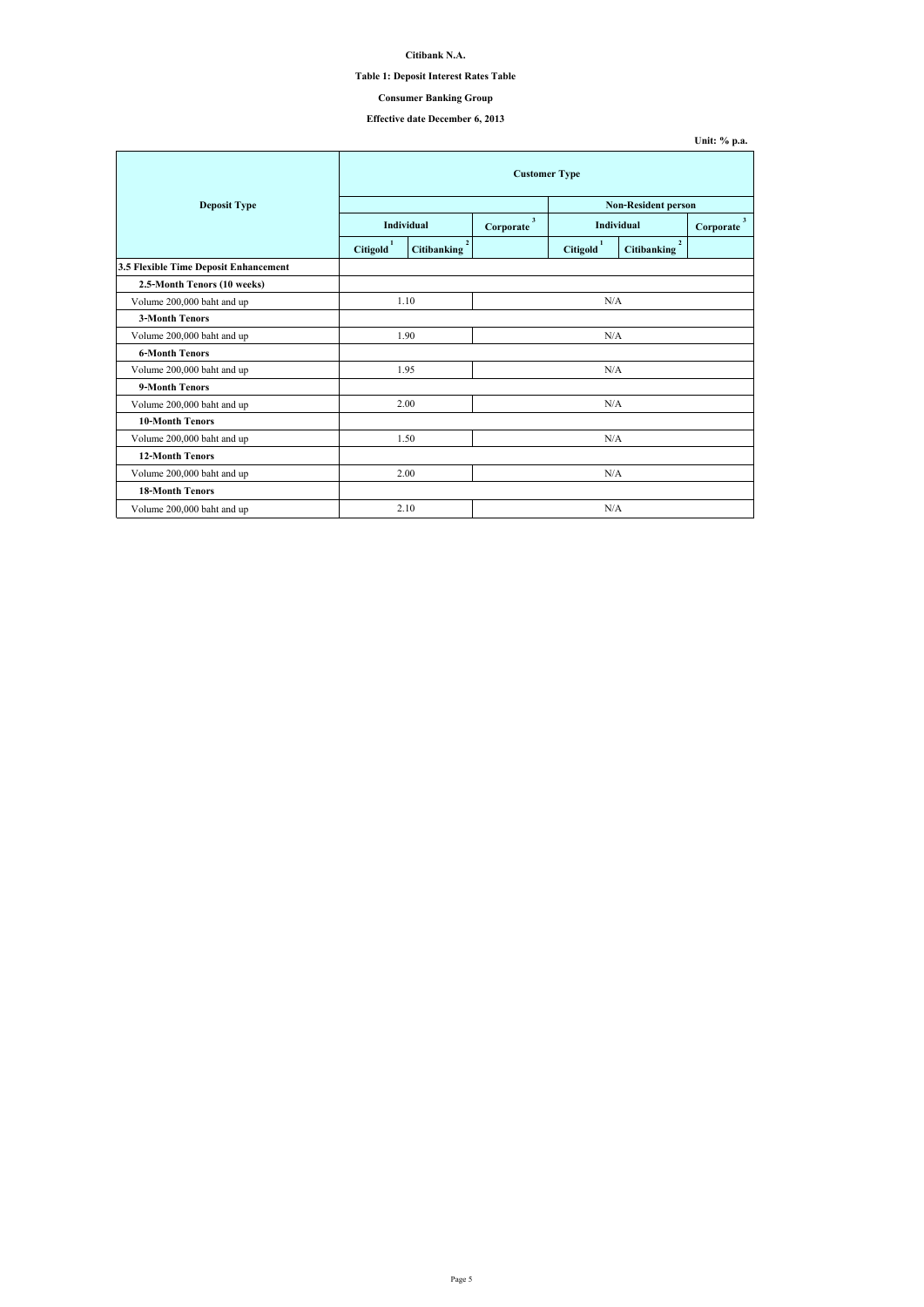**Citibank N.A.**

**Table 1: Deposit Interest Rates Table**

**Consumer Banking Group**

**Effective date December 6, 2013**

**Unit: % p.a.**

| Deposit Type | Customer Type | | | | | |
|---|---|---|---|---|---|---|
| | | | | Non-Resident person | | |
| | Individual | | Corporate [3] | Individual | | Corporate [3] |
| | Citigold [1] | Citibanking [2] | | Citigold [1] | Citibanking [2] | |
| **3.5 Flexible Time Deposit Enhancement** | | | | | | |
| **2.5-Month Tenors (10 weeks)** | | | | | | |
| Volume 200,000 baht and up | 1.10 | | N/A | | | |
| **3-Month Tenors** | | | | | | |
| Volume 200,000 baht and up | 1.90 | | N/A | | | |
| **6-Month Tenors** | | | | | | |
| Volume 200,000 baht and up | 1.95 | | N/A | | | |
| **9-Month Tenors** | | | | | | |
| Volume 200,000 baht and up | 2.00 | | N/A | | | |
| **10-Month Tenors** | | | | | | |
| Volume 200,000 baht and up | 1.50 | | N/A | | | |
| **12-Month Tenors** | | | | | | |
| Volume 200,000 baht and up | 2.00 | | N/A | | | |
| **18-Month Tenors** | | | | | | |
| Volume 200,000 baht and up | 2.10 | | N/A | | | |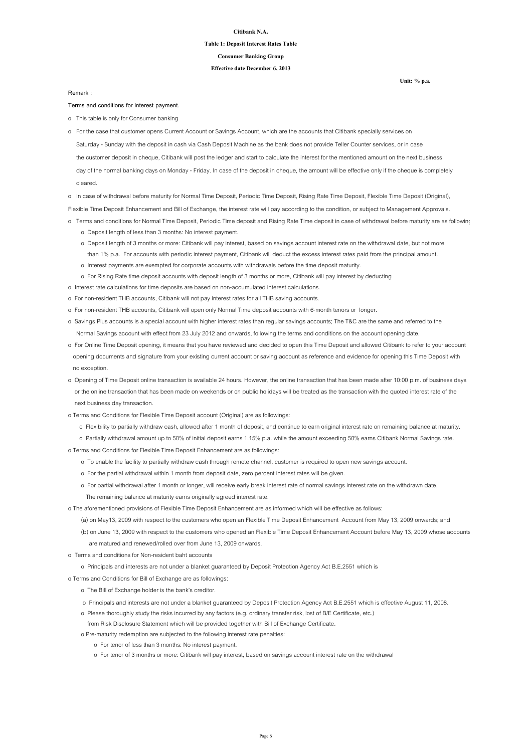**Citibank N.A.**

**Table 1: Deposit Interest Rates Table**

**Consumer Banking Group**

**Effective date December 6, 2013**

**Unit: % p.a.**

Remark :

Terms and conditions for interest payment.

- This table is only for Consumer banking
- For the case that customer opens Current Account or Savings Account, which are the accounts that Citibank specially services on Saturday - Sunday with the deposit in cash via Cash Deposit Machine as the bank does not provide Teller Counter services, or in case the customer deposit in cheque, Citibank will post the ledger and start to calculate the interest for the mentioned amount on the next business day of the normal banking days on Monday - Friday. In case of the deposit in cheque, the amount will be effective only if the cheque is completely cleared.
- In case of withdrawal before maturity for Normal Time Deposit, Periodic Time Deposit, Rising Rate Time Deposit, Flexible Time Deposit (Original), Flexible Time Deposit Enhancement and Bill of Exchange, the interest rate will pay according to the condition, or subject to Management Approvals.
- Terms and conditions for Normal Time Deposit, Periodic Time deposit and Rising Rate Time deposit in case of withdrawal before maturity are as following
  - Deposit length of less than 3 months: No interest payment.
  - Deposit length of 3 months or more: Citibank will pay interest, based on savings account interest rate on the withdrawal date, but not more than 1% p.a. For accounts with periodic interest payment, Citibank will deduct the excess interest rates paid from the principal amount.
  - Interest payments are exempted for corporate accounts with withdrawals before the time deposit maturity.
  - For Rising Rate time deposit accounts with deposit length of 3 months or more, Citibank will pay interest by deducting
- Interest rate calculations for time deposits are based on non-accumulated interest calculations.
- For non-resident THB accounts, Citibank will not pay interest rates for all THB saving accounts.
- For non-resident THB accounts, Citibank will open only Normal Time deposit accounts with 6-month tenors or longer.
- Savings Plus accounts is a special account with higher interest rates than regular savings accounts; The T&C are the same and referred to the Normal Savings account with effect from 23 July 2012 and onwards, following the terms and conditions on the account opening date.
- For Online Time Deposit opening, it means that you have reviewed and decided to open this Time Deposit and allowed Citibank to refer to your account opening documents and signature from your existing current account or saving account as reference and evidence for opening this Time Deposit with no exception.
- Opening of Time Deposit online transaction is available 24 hours. However, the online transaction that has been made after 10:00 p.m. of business days or the online transaction that has been made on weekends or on public holidays will be treated as the transaction with the quoted interest rate of the next business day transaction.
- Terms and Conditions for Flexible Time Deposit account (Original) are as followings:
  - Flexibility to partially withdraw cash, allowed after 1 month of deposit, and continue to earn original interest rate on remaining balance at maturity.
  - Partially withdrawal amount up to 50% of initial deposit earns 1.15% p.a. while the amount exceeding 50% earns Citibank Normal Savings rate.
- Terms and Conditions for Flexible Time Deposit Enhancement are as followings:
  - To enable the facility to partially withdraw cash through remote channel, customer is required to open new savings account.
  - For the partial withdrawal within 1 month from deposit date, zero percent interest rates will be given.
  - For partial withdrawal after 1 month or longer, will receive early break interest rate of normal savings interest rate on the withdrawn date. The remaining balance at maturity earns originally agreed interest rate.
- The aforementioned provisions of Flexible Time Deposit Enhancement are as informed which will be effective as follows:
  - (a) on May13, 2009 with respect to the customers who open an Flexible Time Deposit Enhancement Account from May 13, 2009 onwards; and
  - (b) on June 13, 2009 with respect to the customers who opened an Flexible Time Deposit Enhancement Account before May 13, 2009 whose accounts are matured and renewed/rolled over from June 13, 2009 onwards.
- Terms and conditions for Non-resident baht accounts
  - Principals and interests are not under a blanket guaranteed by Deposit Protection Agency Act B.E.2551 which is
- Terms and Conditions for Bill of Exchange are as followings:
  - The Bill of Exchange holder is the bank's creditor.
  - Principals and interests are not under a blanket guaranteed by Deposit Protection Agency Act B.E.2551 which is effective August 11, 2008.
  - Please thoroughly study the risks incurred by any factors (e.g. ordinary transfer risk, lost of B/E Certificate, etc.) from Risk Disclosure Statement which will be provided together with Bill of Exchange Certificate.
  - Pre-maturity redemption are subjected to the following interest rate penalties:
    - For tenor of less than 3 months: No interest payment.
    - For tenor of 3 months or more: Citibank will pay interest, based on savings account interest rate on the withdrawal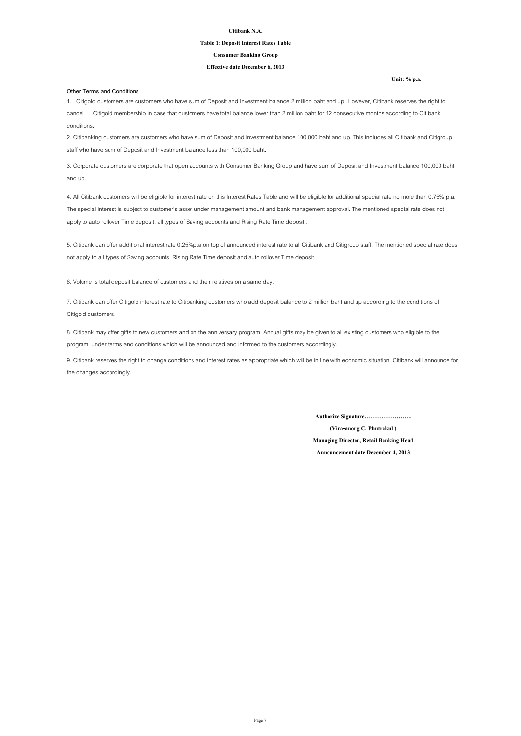**Citibank N.A.**

**Table 1: Deposit Interest Rates Table**

**Consumer Banking Group**

**Effective date December 6, 2013**

**Unit: % p.a.**

**Other Terms and Conditions**

1. Citigold customers are customers who have sum of Deposit and Investment balance 2 million baht and up. However, Citibank reserves the right to cancel Citigold membership in case that customers have total balance lower than 2 million baht for 12 consecutive months according to Citibank conditions.

2. Citibanking customers are customers who have sum of Deposit and Investment balance 100,000 baht and up. This includes all Citibank and Citigroup staff who have sum of Deposit and Investment balance less than 100,000 baht.

3. Corporate customers are corporate that open accounts with Consumer Banking Group and have sum of Deposit and Investment balance 100,000 baht and up.

4. All Citibank customers will be eligible for interest rate on this Interest Rates Table and will be eligible for additional special rate no more than 0.75% p.a. The special interest is subject to customer's asset under management amount and bank management approval. The mentioned special rate does not apply to auto rollover Time deposit, all types of Saving accounts and Rising Rate Time deposit .

5. Citibank can offer additional interest rate 0.25%p.a.on top of announced interest rate to all Citibank and Citigroup staff. The mentioned special rate does not apply to all types of Saving accounts, Rising Rate Time deposit and auto rollover Time deposit.

6. Volume is total deposit balance of customers and their relatives on a same day.

7. Citibank can offer Citigold interest rate to Citibanking customers who add deposit balance to 2 million baht and up according to the conditions of Citigold customers.

8. Citibank may offer gifts to new customers and on the anniversary program. Annual gifts may be given to all existing customers who eligible to the program under terms and conditions which will be announced and informed to the customers accordingly.

9. Citibank reserves the right to change conditions and interest rates as appropriate which will be in line with economic situation. Citibank will announce for the changes accordingly.

**Authorize Signature…………………….**

**(Vira-anong C. Phutrakul )**

**Managing Director, Retail Banking Head**

**Announcement date December 4, 2013**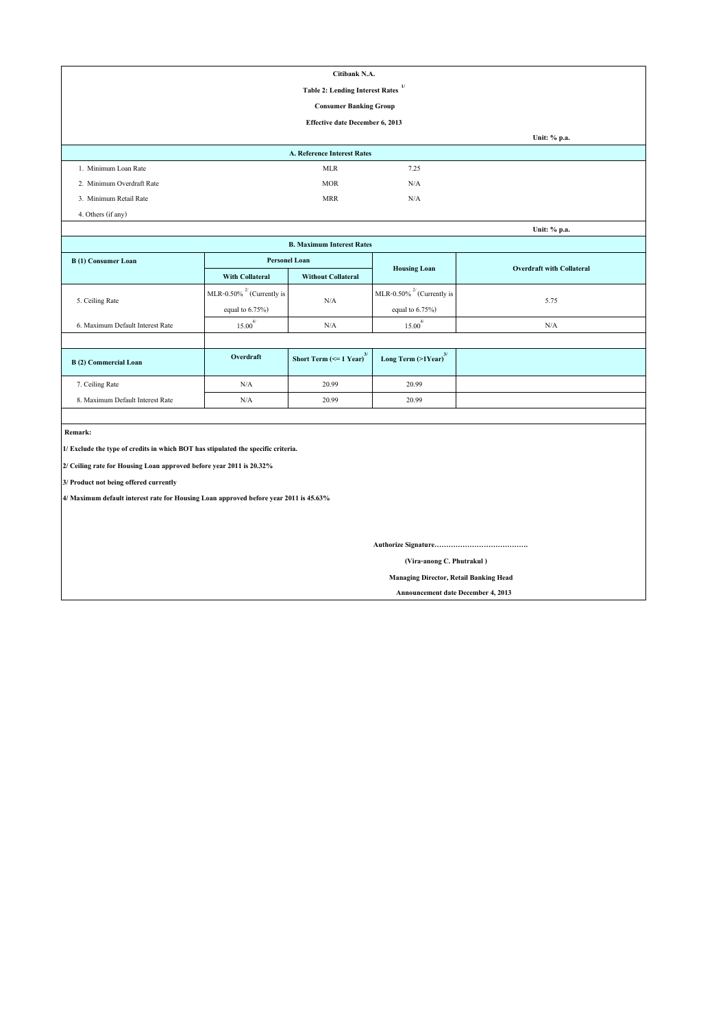**Citibank N.A.**

**Table 2: Lending Interest Rates [1/]**

**Consumer Banking Group**

**Effective date December 6, 2013**

Unit: % p.a.

| A. Reference Interest Rates | | |
|---|---|---|
| 1. Minimum Loan Rate | MLR | 7.25 |
| 2. Minimum Overdraft Rate | MOR | N/A |
| 3. Minimum Retail Rate | MRR | N/A |
| 4. Others (if any) | | |

Unit: % p.a.

**B. Maximum Interest Rates**

| B (1) Consumer Loan | Personel Loan | | Housing Loan | Overdraft with Collateral |
|---|---|---|---|---|
| | With Collateral | Without Collateral | | |
| 5. Ceiling Rate | MLR-0.50% [2/] (Currently is equal to 6.75%) | N/A | MLR-0.50% [2/] (Currently is equal to 6.75%) | 5.75 |
| 6. Maximum Default Interest Rate | 15.00 [4/] | N/A | 15.00 [4/] | N/A |

| B (2) Commercial Loan | Overdraft | Short Term (<= 1 Year) [3/] | Long Term (>1Year) [3/] |
|---|---|---|---|
| 7. Ceiling Rate | N/A | 20.99 | 20.99 |
| 8. Maximum Default Interest Rate | N/A | 20.99 | 20.99 |

**Remark:**

**1/ Exclude the type of credits in which BOT has stipulated the specific criteria.**

**2/ Ceiling rate for Housing Loan approved before year 2011 is 20.32%**

**3/ Product not being offered currently**

**4/ Maximum default interest rate for Housing Loan approved before year 2011 is 45.63%**

**Authorize Signature………………………………….**

**(Vira-anong C. Phutrakul )**

**Managing Director, Retail Banking Head**

**Announcement date December 4, 2013**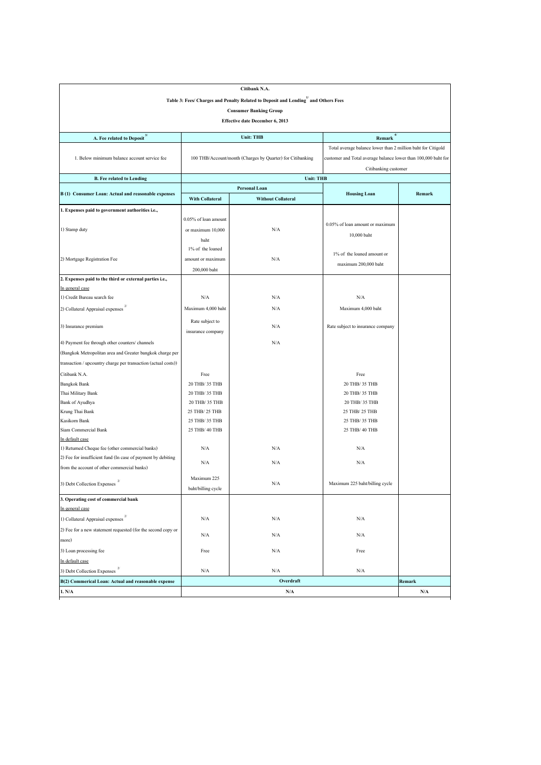**Citibank N.A.**

**Table 3: Fees/ Charges and Penalty Related to Deposit and Lending[1/] and Others Fees**

**Consumer Banking Group**

**Effective date December 6, 2013**

| A. Fee related to Deposit[3/] | Unit: THB | | Remark[4/] | |
|---|---|---|---|---|
| 1. Below minimum balance account service fee | 100 THB/Account/month (Charges by Quarter) for Citibanking | | Total average balance lower than 2 million baht for Citigold customer and Total average balance lower than 100,000 baht for Citibanking customer | |
| **B. Fee related to Lending** | **Unit: THB** | | | |
| **B (1) Consumer Loan: Actual and reasonable expenses** | **Personal Loan** | | **Housing Loan** | **Remark** |
| | **With Collateral** | **Without Collateral** | | |
| **1. Expenses paid to government authorities i.e.,** | | | | |
| 1) Stamp duty | 0.05% of loan amount or maximum 10,000 baht | N/A | 0.05% of loan amount or maximum 10,000 baht | |
| 2) Mortgage Registration Fee | 1% of the loaned amount or maximum 200,000 baht | N/A | 1% of the loaned amount or maximum 200,000 baht | |
| **2. Expenses paid to the third or external parties i.e.,** | | | | |
| In general case | | | | |
| 1) Credit Bureau search fee | N/A | N/A | N/A | |
| 2) Collateral Appraisal expenses[2/] | Maximum 4,000 baht | N/A | Maximum 4,000 baht | |
| 3) Insurance premium | Rate subject to insurance company | N/A | Rate subject to insurance company | |
| 4) Payment fee through other counters/ channels (Bangkok Metropolitan area and Greater bangkok charge per transaction / upcountry charge per transaction (actual costs)) | | N/A | | |
| Citibank N.A. | Free | | Free | |
| Bangkok Bank | 20 THB/ 35 THB | | 20 THB/ 35 THB | |
| Thai Military Bank | 20 THB/ 35 THB | | 20 THB/ 35 THB | |
| Bank of Ayudhya | 20 THB/ 35 THB | | 20 THB/ 35 THB | |
| Krung Thai Bank | 25 THB/ 25 THB | | 25 THB/ 25 THB | |
| Kasikorn Bank | 25 THB/ 35 THB | | 25 THB/ 35 THB | |
| Siam Commercial Bank | 25 THB/ 40 THB | | 25 THB/ 40 THB | |
| In default case | | | | |
| 1) Returned Cheque fee (other commercial banks) | N/A | N/A | N/A | |
| 2) Fee for insufficient fund (In case of payment by debiting from the account of other commercial banks) | N/A | N/A | N/A | |
| 3) Debt Collection Expenses[2/] | Maximum 225 baht/billing cycle | N/A | Maximum 225 baht/billing cycle | |
| **3. Operating cost of commercial bank** | | | | |
| In general case | | | | |
| 1) Collateral Appraisal expenses[2/] | N/A | N/A | N/A | |
| 2) Fee for a new statement requested (for the second copy or more) | N/A | N/A | N/A | |
| 3) Loan processing fee | Free | N/A | Free | |
| In default case | | | | |
| 3) Debt Collection Expenses[2/] | N/A | N/A | N/A | |
| **B(2) Commerical Loan: Actual and reasonable expense** | **Overdraft** | | | **Remark** |
| **1. N/A** | **N/A** | | | **N/A** |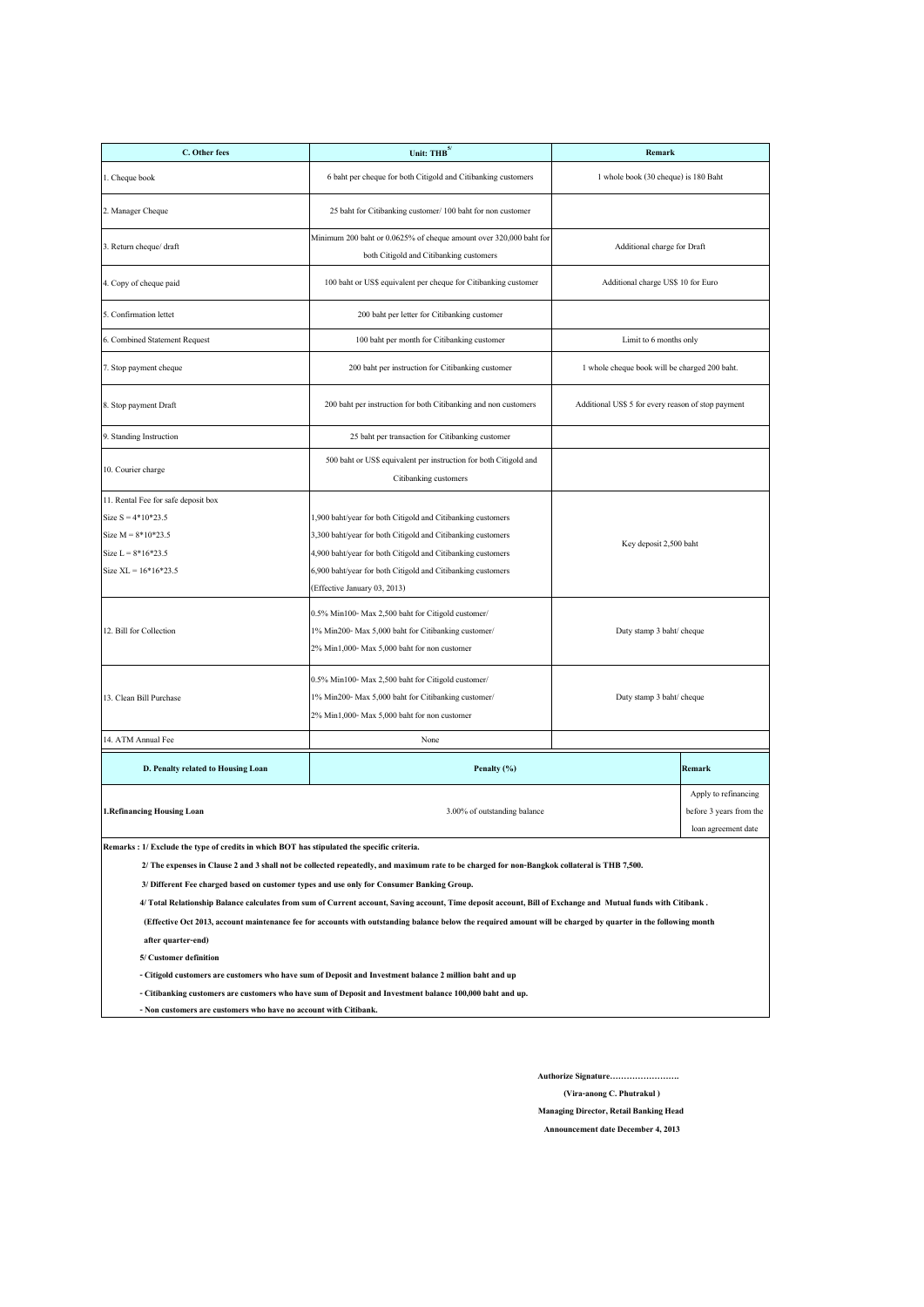| C. Other fees | Unit: THB[5/] | Remark |
|---|---|---|
| 1. Cheque book | 6 baht per cheque for both Citigold and Citibanking customers | 1 whole book (30 cheque) is 180 Baht |
| 2. Manager Cheque | 25 baht for Citibanking customer/ 100 baht for non customer | |
| 3. Return cheque/ draft | Minimum 200 baht or 0.0625% of cheque amount over 320,000 baht for both Citigold and Citibanking customers | Additional charge for Draft |
| 4. Copy of cheque paid | 100 baht or US$ equivalent per cheque for Citibanking customer | Additional charge US$ 10 for Euro |
| 5. Confirmation lettet | 200 baht per letter for Citibanking customer | |
| 6. Combined Statement Request | 100 baht per month for Citibanking customer | Limit to 6 months only |
| 7. Stop payment cheque | 200 baht per instruction for Citiibanking customer | 1 whole cheque book will be charged 200 baht. |
| 8. Stop payment Draft | 200 baht per instruction for both Citibanking and non customers | Additional US$ 5 for every reason of stop payment |
| 9. Standing Instruction | 25 baht per transaction for Citibanking customer | |
| 10. Courier charge | 500 baht or US$ equivalent per instruction for both Citigold and Citibanking customers | |
| 11. Rental Fee for safe deposit box<br>Size S = 4*10*23.5<br>Size M = 8*10*23.5<br>Size L = 8*16*23.5<br>Size XL = 16*16*23.5 | <br>1,900 baht/year for both Citigold and Citibanking customers<br>3,300 baht/year for both Citigold and Citibanking customers<br>4,900 baht/year for both Citigold and Citibanking customers<br>6,900 baht/year for both Citigold and Citibanking customers<br>(Effective January 03, 2013) | Key deposit 2,500 baht |
| 12. Bill for Collection | 0.5% Min100- Max 2,500 baht for Citigold customer/<br>1% Min200- Max 5,000 baht for Citibanking customer/<br>2% Min1,000- Max 5,000 baht for non customer | Duty stamp 3 baht/ cheque |
| 13. Clean Bill Purchase | 0.5% Min100- Max 2,500 baht for Citigold customer/<br>1% Min200- Max 5,000 baht for Citibanking customer/<br>2% Min1,000- Max 5,000 baht for non customer | Duty stamp 3 baht/ cheque |
| 14. ATM Annual Fee | None | |

| D. Penalty related to Housing Loan | Penalty (%) | Remark |
|---|---|---|
| **1.Refinancing Housing Loan** | 3.00% of outstanding balance | Apply to refinancing before 3 years from the loan agreement date |

**Remarks : 1/ Exclude the type of credits in which BOT has stipulated the specific criteria.**

**2/ The expenses in Clause 2 and 3 shall not be collected repeatedly, and maximum rate to be charged for non-Bangkok collateral is THB 7,500.**

**3/ Different Fee charged based on customer types and use only for Consumer Banking Group.**

**4/ Total Relationship Balance calculates from sum of Current account, Saving account, Time deposit account, Bill of Exchange and Mutual funds with Citibank .**

**(Effective Oct 2013, account maintenance fee for accounts with outstanding balance below the required amount will be charged by quarter in the following month after quarter-end)**

**5/ Customer definition**

**- Citigold customers are customers who have sum of Deposit and Investment balance 2 million baht and up**

**- Citibanking customers are customers who have sum of Deposit and Investment balance 100,000 baht and up.**

**- Non customers are customers who have no account with Citibank.**

**Authorize Signature…………………….**

**(Vira-anong C. Phutrakul )**

**Managing Director, Retail Banking Head**

**Announcement date December 4, 2013**